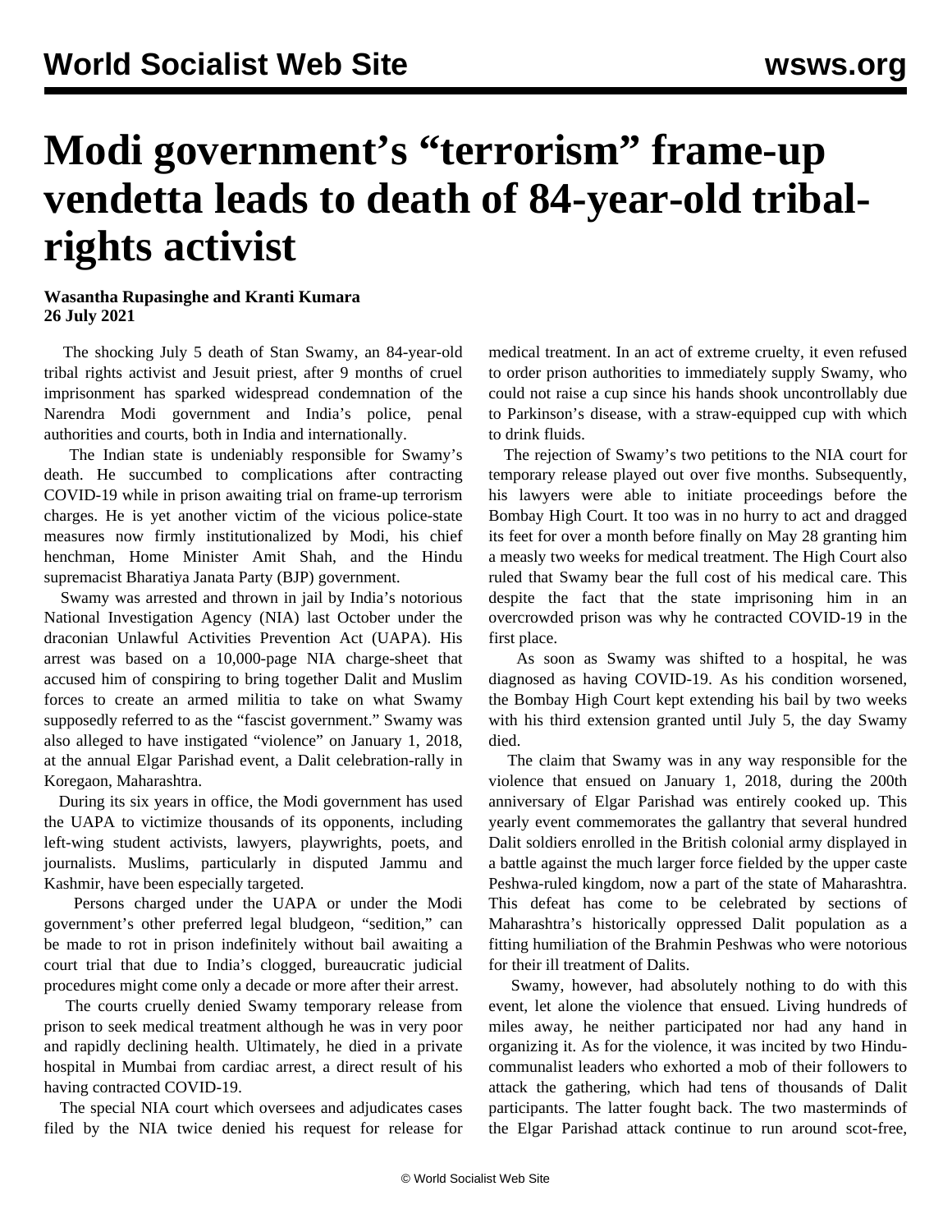# Modi government's "terrorism" frame-up vendetta leads to death of 84-year-old tribal-rights activist

**Wasantha Rupasinghe and Kranti Kumara**
**26 July 2021**

The shocking July 5 death of Stan Swamy, an 84-year-old tribal rights activist and Jesuit priest, after 9 months of cruel imprisonment has sparked widespread condemnation of the Narendra Modi government and India's police, penal authorities and courts, both in India and internationally.

The Indian state is undeniably responsible for Swamy's death. He succumbed to complications after contracting COVID-19 while in prison awaiting trial on frame-up terrorism charges. He is yet another victim of the vicious police-state measures now firmly institutionalized by Modi, his chief henchman, Home Minister Amit Shah, and the Hindu supremacist Bharatiya Janata Party (BJP) government.

Swamy was arrested and thrown in jail by India's notorious National Investigation Agency (NIA) last October under the draconian Unlawful Activities Prevention Act (UAPA). His arrest was based on a 10,000-page NIA charge-sheet that accused him of conspiring to bring together Dalit and Muslim forces to create an armed militia to take on what Swamy supposedly referred to as the "fascist government." Swamy was also alleged to have instigated "violence" on January 1, 2018, at the annual Elgar Parishad event, a Dalit celebration-rally in Koregaon, Maharashtra.

During its six years in office, the Modi government has used the UAPA to victimize thousands of its opponents, including left-wing student activists, lawyers, playwrights, poets, and journalists. Muslims, particularly in disputed Jammu and Kashmir, have been especially targeted.

Persons charged under the UAPA or under the Modi government's other preferred legal bludgeon, "sedition," can be made to rot in prison indefinitely without bail awaiting a court trial that due to India's clogged, bureaucratic judicial procedures might come only a decade or more after their arrest.

The courts cruelly denied Swamy temporary release from prison to seek medical treatment although he was in very poor and rapidly declining health. Ultimately, he died in a private hospital in Mumbai from cardiac arrest, a direct result of his having contracted COVID-19.

The special NIA court which oversees and adjudicates cases filed by the NIA twice denied his request for release for medical treatment. In an act of extreme cruelty, it even refused to order prison authorities to immediately supply Swamy, who could not raise a cup since his hands shook uncontrollably due to Parkinson's disease, with a straw-equipped cup with which to drink fluids.

The rejection of Swamy's two petitions to the NIA court for temporary release played out over five months. Subsequently, his lawyers were able to initiate proceedings before the Bombay High Court. It too was in no hurry to act and dragged its feet for over a month before finally on May 28 granting him a measly two weeks for medical treatment. The High Court also ruled that Swamy bear the full cost of his medical care. This despite the fact that the state imprisoning him in an overcrowded prison was why he contracted COVID-19 in the first place.

As soon as Swamy was shifted to a hospital, he was diagnosed as having COVID-19. As his condition worsened, the Bombay High Court kept extending his bail by two weeks with his third extension granted until July 5, the day Swamy died.

The claim that Swamy was in any way responsible for the violence that ensued on January 1, 2018, during the 200th anniversary of Elgar Parishad was entirely cooked up. This yearly event commemorates the gallantry that several hundred Dalit soldiers enrolled in the British colonial army displayed in a battle against the much larger force fielded by the upper caste Peshwa-ruled kingdom, now a part of the state of Maharashtra. This defeat has come to be celebrated by sections of Maharashtra's historically oppressed Dalit population as a fitting humiliation of the Brahmin Peshwas who were notorious for their ill treatment of Dalits.

Swamy, however, had absolutely nothing to do with this event, let alone the violence that ensued. Living hundreds of miles away, he neither participated nor had any hand in organizing it. As for the violence, it was incited by two Hindu-communalist leaders who exhorted a mob of their followers to attack the gathering, which had tens of thousands of Dalit participants. The latter fought back. The two masterminds of the Elgar Parishad attack continue to run around scot-free,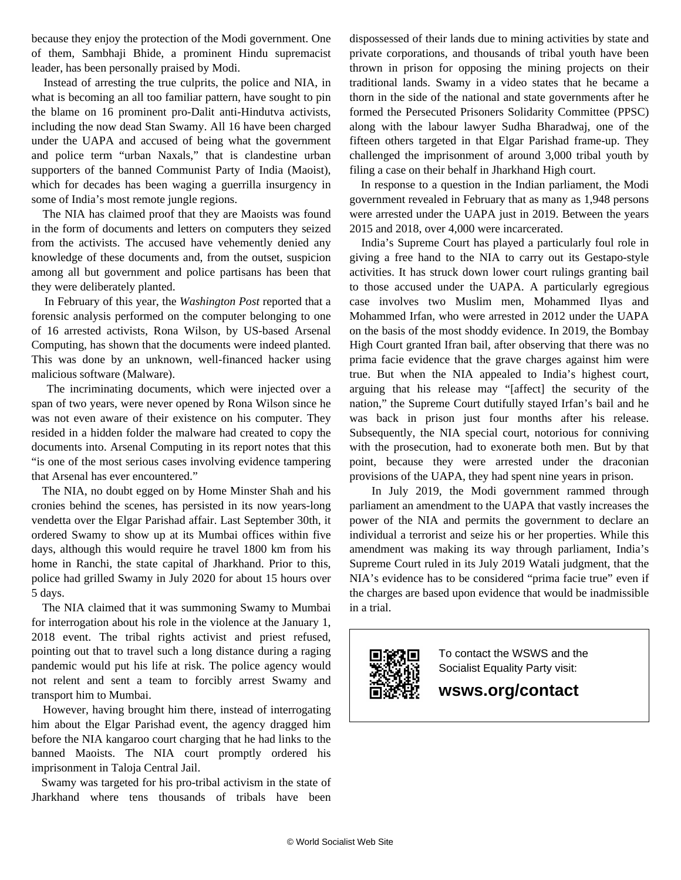because they enjoy the protection of the Modi government. One of them, Sambhaji Bhide, a prominent Hindu supremacist leader, has been personally praised by Modi.

Instead of arresting the true culprits, the police and NIA, in what is becoming an all too familiar pattern, have sought to pin the blame on 16 prominent pro-Dalit anti-Hindutva activists, including the now dead Stan Swamy. All 16 have been charged under the UAPA and accused of being what the government and police term "urban Naxals," that is clandestine urban supporters of the banned Communist Party of India (Maoist), which for decades has been waging a guerrilla insurgency in some of India's most remote jungle regions.

The NIA has claimed proof that they are Maoists was found in the form of documents and letters on computers they seized from the activists. The accused have vehemently denied any knowledge of these documents and, from the outset, suspicion among all but government and police partisans has been that they were deliberately planted.

In February of this year, the *Washington Post* reported that a forensic analysis performed on the computer belonging to one of 16 arrested activists, Rona Wilson, by US-based Arsenal Computing, has shown that the documents were indeed planted. This was done by an unknown, well-financed hacker using malicious software (Malware).

The incriminating documents, which were injected over a span of two years, were never opened by Rona Wilson since he was not even aware of their existence on his computer. They resided in a hidden folder the malware had created to copy the documents into. Arsenal Computing in its report notes that this "is one of the most serious cases involving evidence tampering that Arsenal has ever encountered."

The NIA, no doubt egged on by Home Minster Shah and his cronies behind the scenes, has persisted in its now years-long vendetta over the Elgar Parishad affair. Last September 30th, it ordered Swamy to show up at its Mumbai offices within five days, although this would require he travel 1800 km from his home in Ranchi, the state capital of Jharkhand. Prior to this, police had grilled Swamy in July 2020 for about 15 hours over 5 days.

The NIA claimed that it was summoning Swamy to Mumbai for interrogation about his role in the violence at the January 1, 2018 event. The tribal rights activist and priest refused, pointing out that to travel such a long distance during a raging pandemic would put his life at risk. The police agency would not relent and sent a team to forcibly arrest Swamy and transport him to Mumbai.

However, having brought him there, instead of interrogating him about the Elgar Parishad event, the agency dragged him before the NIA kangaroo court charging that he had links to the banned Maoists. The NIA court promptly ordered his imprisonment in Taloja Central Jail.

Swamy was targeted for his pro-tribal activism in the state of Jharkhand where tens thousands of tribals have been dispossessed of their lands due to mining activities by state and private corporations, and thousands of tribal youth have been thrown in prison for opposing the mining projects on their traditional lands. Swamy in a video states that he became a thorn in the side of the national and state governments after he formed the Persecuted Prisoners Solidarity Committee (PPSC) along with the labour lawyer Sudha Bharadwaj, one of the fifteen others targeted in that Elgar Parishad frame-up. They challenged the imprisonment of around 3,000 tribal youth by filing a case on their behalf in Jharkhand High court.

In response to a question in the Indian parliament, the Modi government revealed in February that as many as 1,948 persons were arrested under the UAPA just in 2019. Between the years 2015 and 2018, over 4,000 were incarcerated.

India's Supreme Court has played a particularly foul role in giving a free hand to the NIA to carry out its Gestapo-style activities. It has struck down lower court rulings granting bail to those accused under the UAPA. A particularly egregious case involves two Muslim men, Mohammed Ilyas and Mohammed Irfan, who were arrested in 2012 under the UAPA on the basis of the most shoddy evidence. In 2019, the Bombay High Court granted Ifran bail, after observing that there was no prima facie evidence that the grave charges against him were true. But when the NIA appealed to India's highest court, arguing that his release may "[affect] the security of the nation," the Supreme Court dutifully stayed Irfan's bail and he was back in prison just four months after his release. Subsequently, the NIA special court, notorious for conniving with the prosecution, had to exonerate both men. But by that point, because they were arrested under the draconian provisions of the UAPA, they had spent nine years in prison.

In July 2019, the Modi government rammed through parliament an amendment to the UAPA that vastly increases the power of the NIA and permits the government to declare an individual a terrorist and seize his or her properties. While this amendment was making its way through parliament, India's Supreme Court ruled in its July 2019 Watali judgment, that the NIA's evidence has to be considered "prima facie true" even if the charges are based upon evidence that would be inadmissible in a trial.

To contact the WSWS and the Socialist Equality Party visit:

**wsws.org/contact**